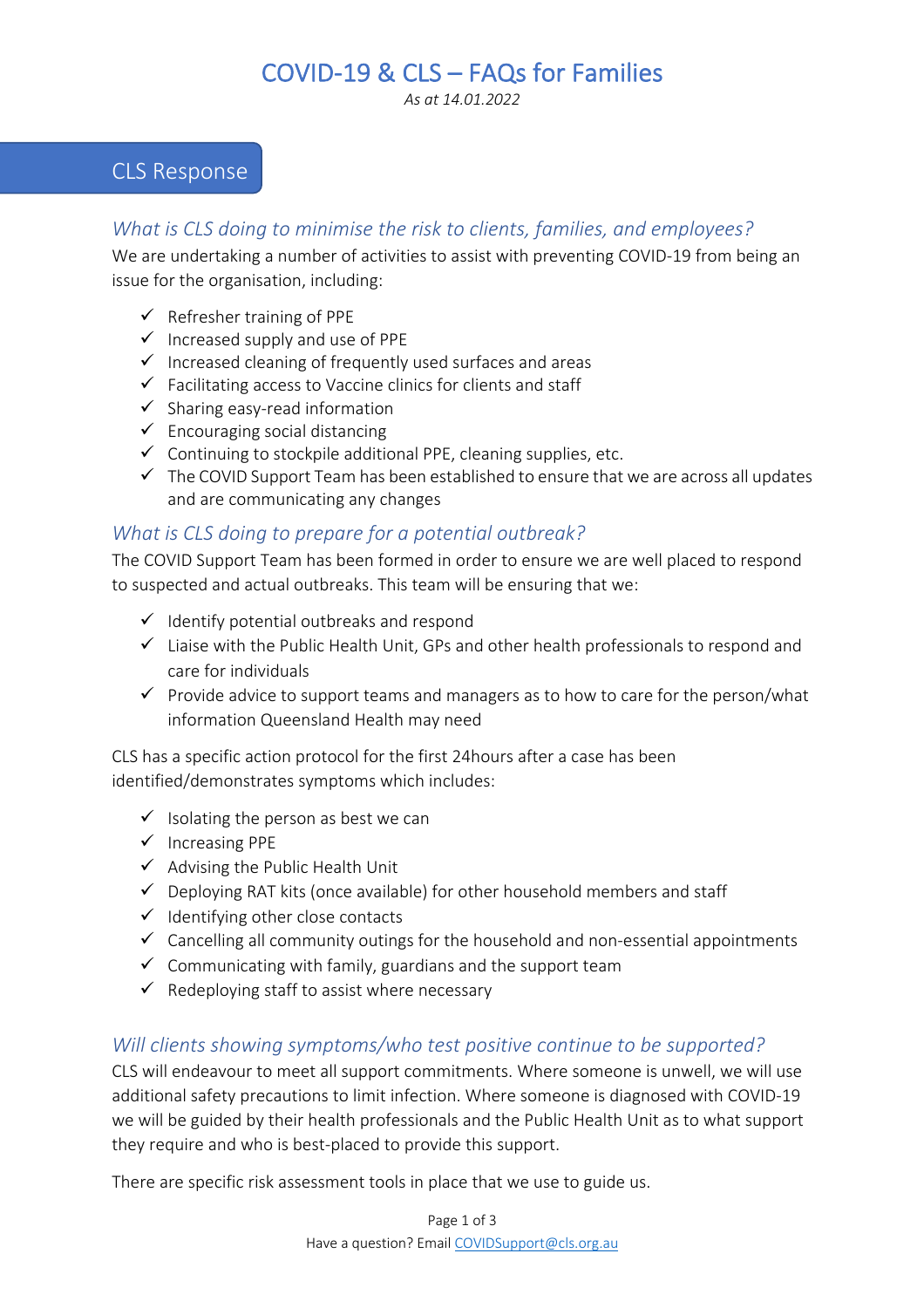# COVID-19 & CLS – FAQs for Families

*As at 14.01.2022*

## CLS Response

### *What is CLS doing to minimise the risk to clients, families, and employees?*

We are undertaking a number of activities to assist with preventing COVID-19 from being an issue for the organisation, including:

- ✓ Refresher training of PPE
- ✓ Increased supply and use of PPE
- ✓ Increased cleaning of frequently used surfaces and areas
- ✓ Facilitating access to Vaccine clinics for clients and staff
- ✓ Sharing easy-read information
- ✓ Encouraging social distancing
- ✓ Continuing to stockpile additional PPE, cleaning supplies, etc.
- ✓ The COVID Support Team has been established to ensure that we are across all updates and are communicating any changes

### *What is CLS doing to prepare for a potential outbreak?*

The COVID Support Team has been formed in order to ensure we are well placed to respond to suspected and actual outbreaks. This team will be ensuring that we:

- ✓ Identify potential outbreaks and respond
- ✓ Liaise with the Public Health Unit, GPs and other health professionals to respond and care for individuals
- ✓ Provide advice to support teams and managers as to how to care for the person/what information Queensland Health may need

CLS has a specific action protocol for the first 24hours after a case has been identified/demonstrates symptoms which includes:

- ✓ Isolating the person as best we can
- ✓ Increasing PPE
- ✓ Advising the Public Health Unit
- ✓ Deploying RAT kits (once available) for other household members and staff
- ✓ Identifying other close contacts
- ✓ Cancelling all community outings for the household and non-essential appointments
- ✓ Communicating with family, guardians and the support team
- ✓ Redeploying staff to assist where necessary

### *Will clients showing symptoms/who test positive continue to be supported?*

CLS will endeavour to meet all support commitments. Where someone is unwell, we will use additional safety precautions to limit infection. Where someone is diagnosed with COVID-19 we will be guided by their health professionals and the Public Health Unit as to what support they require and who is best-placed to provide this support.

There are specific risk assessment tools in place that we use to guide us.

Have a question? Email COVIDSupport@cls.org.au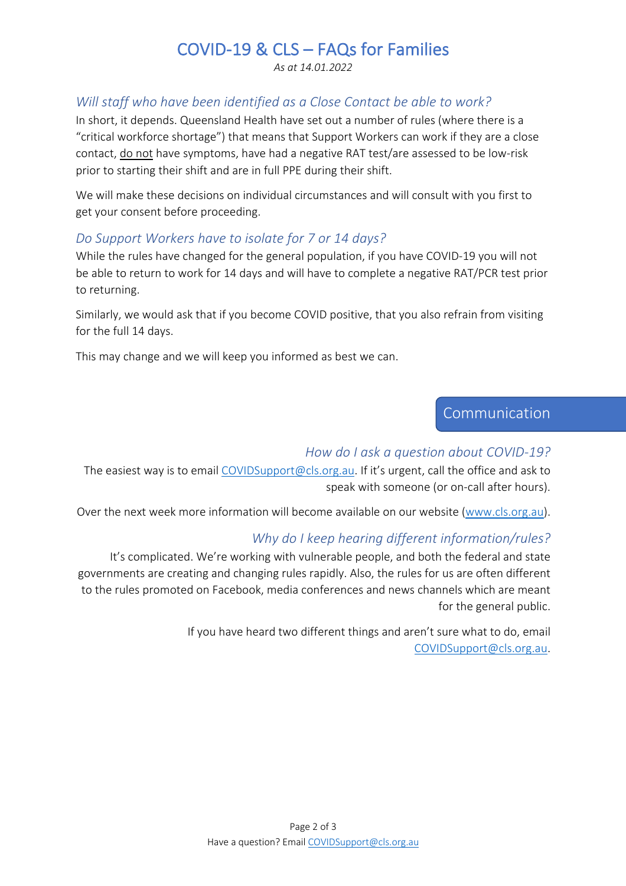# COVID-19 & CLS – FAQs for Families

*As at 14.01.2022*

### *Will staff who have been identified as a Close Contact be able to work?*

In short, it depends. Queensland Health have set out a number of rules (where there is a "critical workforce shortage") that means that Support Workers can work if they are a close contact, do not have symptoms, have had a negative RAT test/are assessed to be low-risk prior to starting their shift and are in full PPE during their shift.

We will make these decisions on individual circumstances and will consult with you first to get your consent before proceeding.

### *Do Support Workers have to isolate for 7 or 14 days?*

While the rules have changed for the general population, if you have COVID-19 you will not be able to return to work for 14 days and will have to complete a negative RAT/PCR test prior to returning.

Similarly, we would ask that if you become COVID positive, that you also refrain from visiting for the full 14 days.

This may change and we will keep you informed as best we can.

## Communication

### *How do I ask a question about COVID-19?*

The easiest way is to email COVIDSupport@cls.org.au. If it's urgent, call the office and ask to speak with someone (or on-call after hours).

Over the next week more information will become available on our website (www.cls.org.au).

### *Why do I keep hearing different information/rules?*

It's complicated. We're working with vulnerable people, and both the federal and state governments are creating and changing rules rapidly. Also, the rules for us are often different to the rules promoted on Facebook, media conferences and news channels which are meant for the general public.

If you have heard two different things and aren't sure what to do, email COVIDSupport@cls.org.au.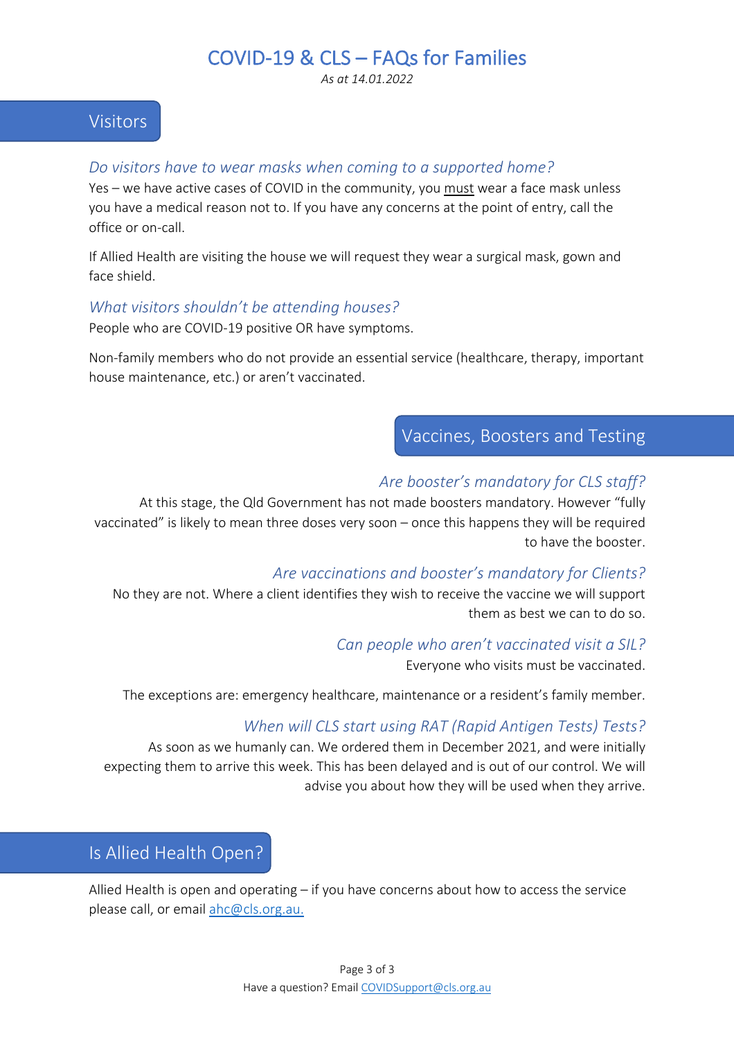# COVID-19 & CLS – FAQs for Families

*As at 14.01.2022*

## Visitors

### *Do visitors have to wear masks when coming to a supported home?*

Yes – we have active cases of COVID in the community, you <u>must</u> wear a face mask unless you have a medical reason not to. If you have any concerns at the point of entry, call the office or on-call.

If Allied Health are visiting the house we will request they wear a surgical mask, gown and face shield.

### *What visitors shouldn't be attending houses?*

People who are COVID-19 positive OR have symptoms.

Non-family members who do not provide an essential service (healthcare, therapy, important house maintenance, etc.) or aren't vaccinated.

## Vaccines, Boosters and Testing

### *Are booster's mandatory for CLS staff?*

At this stage, the Qld Government has not made boosters mandatory. However "fully vaccinated" is likely to mean three doses very soon – once this happens they will be required to have the booster.

### *Are vaccinations and booster's mandatory for Clients?*

No they are not. Where a client identifies they wish to receive the vaccine we will support them as best we can to do so.

### *Can people who aren't vaccinated visit a SIL?*

Everyone who visits must be vaccinated.

The exceptions are: emergency healthcare, maintenance or a resident's family member.

### *When will CLS start using RAT (Rapid Antigen Tests) Tests?*

As soon as we humanly can. We ordered them in December 2021, and were initially expecting them to arrive this week. This has been delayed and is out of our control. We will advise you about how they will be used when they arrive.

## Is Allied Health Open?

Allied Health is open and operating – if you have concerns about how to access the service please call, or email ahc@cls.org.au.

Have a question? Email COVIDSupport@cls.org.au